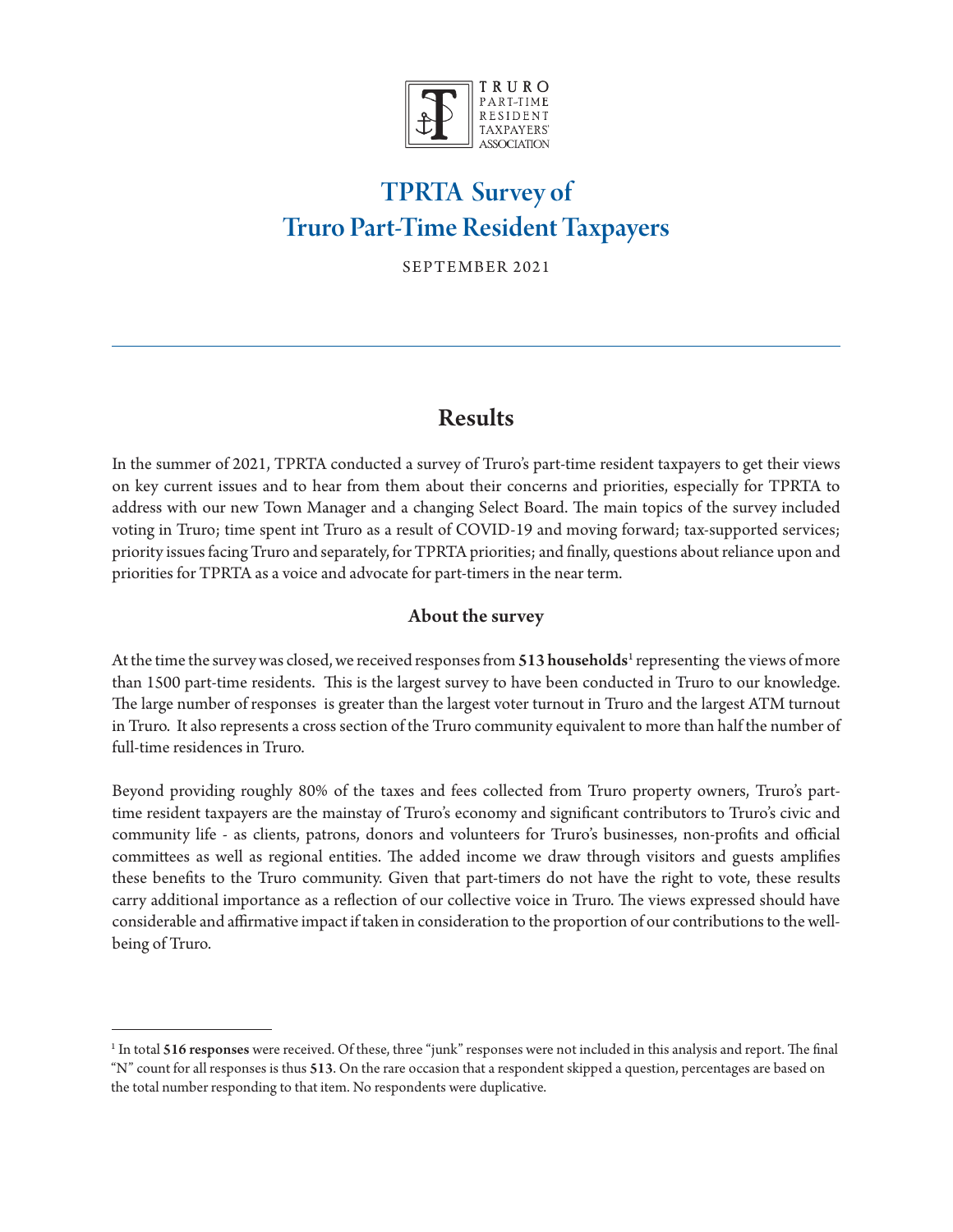TRURO
PART-TIME
RESIDENT
TAXPAYERS'
ASSOCIATION

# TPRTA Survey of Truro Part-Time Resident Taxpayers

SEPTEMBER 2021

---

## Results

In the summer of 2021, TPRTA conducted a survey of Truro's part-time resident taxpayers to get their views on key current issues and to hear from them about their concerns and priorities, especially for TPRTA to address with our new Town Manager and a changing Select Board. The main topics of the survey included voting in Truro; time spent int Truro as a result of COVID-19 and moving forward; tax-supported services; priority issues facing Truro and separately, for TPRTA priorities; and finally, questions about reliance upon and priorities for TPRTA as a voice and advocate for part-timers in the near term.

### About the survey

At the time the survey was closed, we received responses from **513 households**[1] representing the views of more than 1500 part-time residents. This is the largest survey to have been conducted in Truro to our knowledge. The large number of responses is greater than the largest voter turnout in Truro and the largest ATM turnout in Truro. It also represents a cross section of the Truro community equivalent to more than half the number of full-time residences in Truro.

Beyond providing roughly 80% of the taxes and fees collected from Truro property owners, Truro's part-time resident taxpayers are the mainstay of Truro's economy and significant contributors to Truro's civic and community life - as clients, patrons, donors and volunteers for Truro's businesses, non-profits and official committees as well as regional entities. The added income we draw through visitors and guests amplifies these benefits to the Truro community. Given that part-timers do not have the right to vote, these results carry additional importance as a reflection of our collective voice in Truro. The views expressed should have considerable and affirmative impact if taken in consideration to the proportion of our contributions to the well-being of Truro.

---

[1] In total **516 responses** were received. Of these, three "junk" responses were not included in this analysis and report. The final "N" count for all responses is thus **513**. On the rare occasion that a respondent skipped a question, percentages are based on the total number responding to that item. No respondents were duplicative.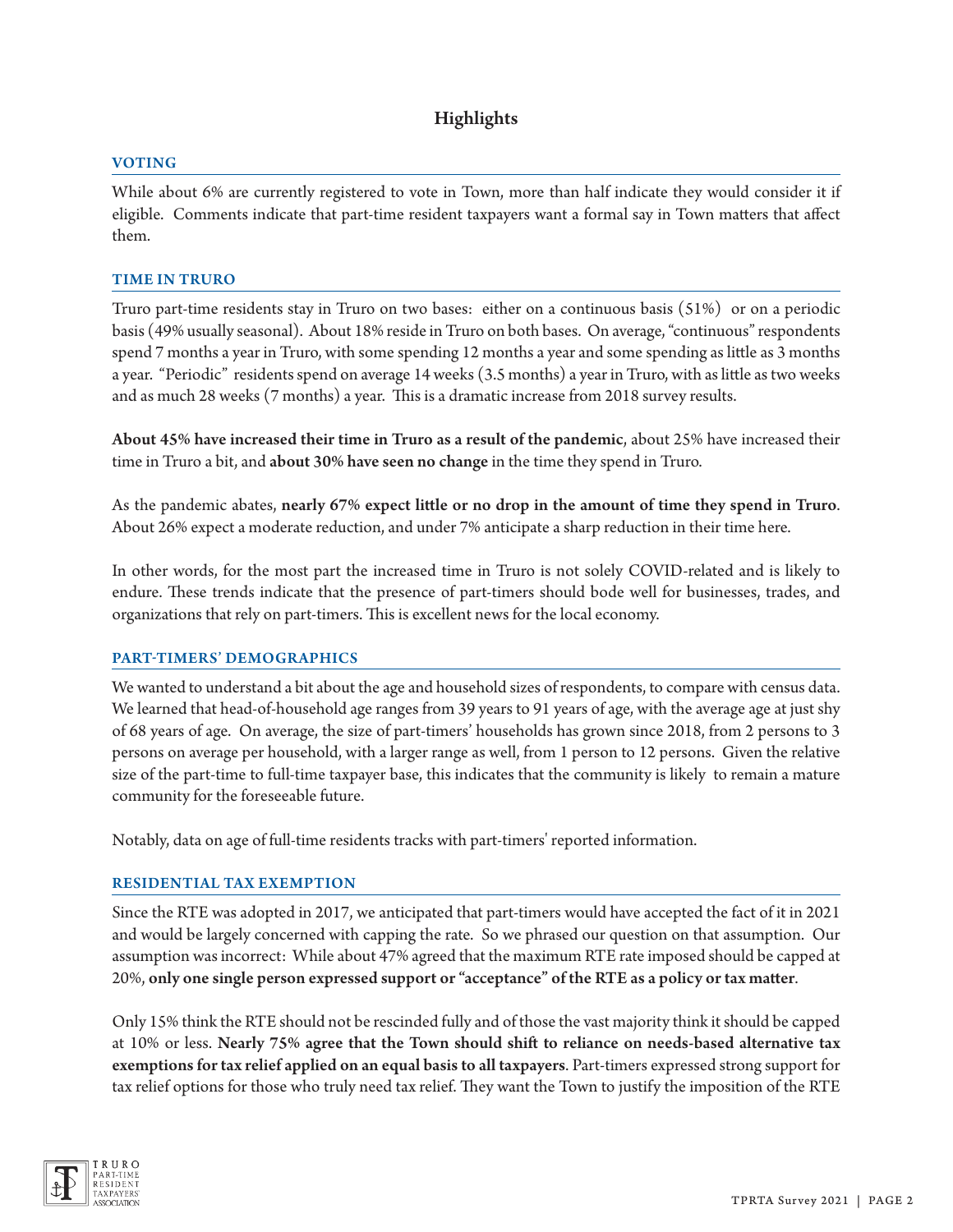# Highlights

## VOTING

While about 6% are currently registered to vote in Town, more than half indicate they would consider it if eligible. Comments indicate that part-time resident taxpayers want a formal say in Town matters that affect them.

## TIME IN TRURO

Truro part-time residents stay in Truro on two bases: either on a continuous basis (51%) or on a periodic basis (49% usually seasonal). About 18% reside in Truro on both bases. On average, "continuous" respondents spend 7 months a year in Truro, with some spending 12 months a year and some spending as little as 3 months a year. "Periodic" residents spend on average 14 weeks (3.5 months) a year in Truro, with as little as two weeks and as much 28 weeks (7 months) a year. This is a dramatic increase from 2018 survey results.

**About 45% have increased their time in Truro as a result of the pandemic**, about 25% have increased their time in Truro a bit, and **about 30% have seen no change** in the time they spend in Truro.

As the pandemic abates, **nearly 67% expect little or no drop in the amount of time they spend in Truro**. About 26% expect a moderate reduction, and under 7% anticipate a sharp reduction in their time here.

In other words, for the most part the increased time in Truro is not solely COVID-related and is likely to endure. These trends indicate that the presence of part-timers should bode well for businesses, trades, and organizations that rely on part-timers. This is excellent news for the local economy.

## PART-TIMERS' DEMOGRAPHICS

We wanted to understand a bit about the age and household sizes of respondents, to compare with census data. We learned that head-of-household age ranges from 39 years to 91 years of age, with the average age at just shy of 68 years of age. On average, the size of part-timers' households has grown since 2018, from 2 persons to 3 persons on average per household, with a larger range as well, from 1 person to 12 persons. Given the relative size of the part-time to full-time taxpayer base, this indicates that the community is likely to remain a mature community for the foreseeable future.

Notably, data on age of full-time residents tracks with part-timers' reported information.

## RESIDENTIAL TAX EXEMPTION

Since the RTE was adopted in 2017, we anticipated that part-timers would have accepted the fact of it in 2021 and would be largely concerned with capping the rate. So we phrased our question on that assumption. Our assumption was incorrect: While about 47% agreed that the maximum RTE rate imposed should be capped at 20%, **only one single person expressed support or "acceptance" of the RTE as a policy or tax matter**.

Only 15% think the RTE should not be rescinded fully and of those the vast majority think it should be capped at 10% or less. **Nearly 75% agree that the Town should shift to reliance on needs-based alternative tax exemptions for tax relief applied on an equal basis to all taxpayers**. Part-timers expressed strong support for tax relief options for those who truly need tax relief. They want the Town to justify the imposition of the RTE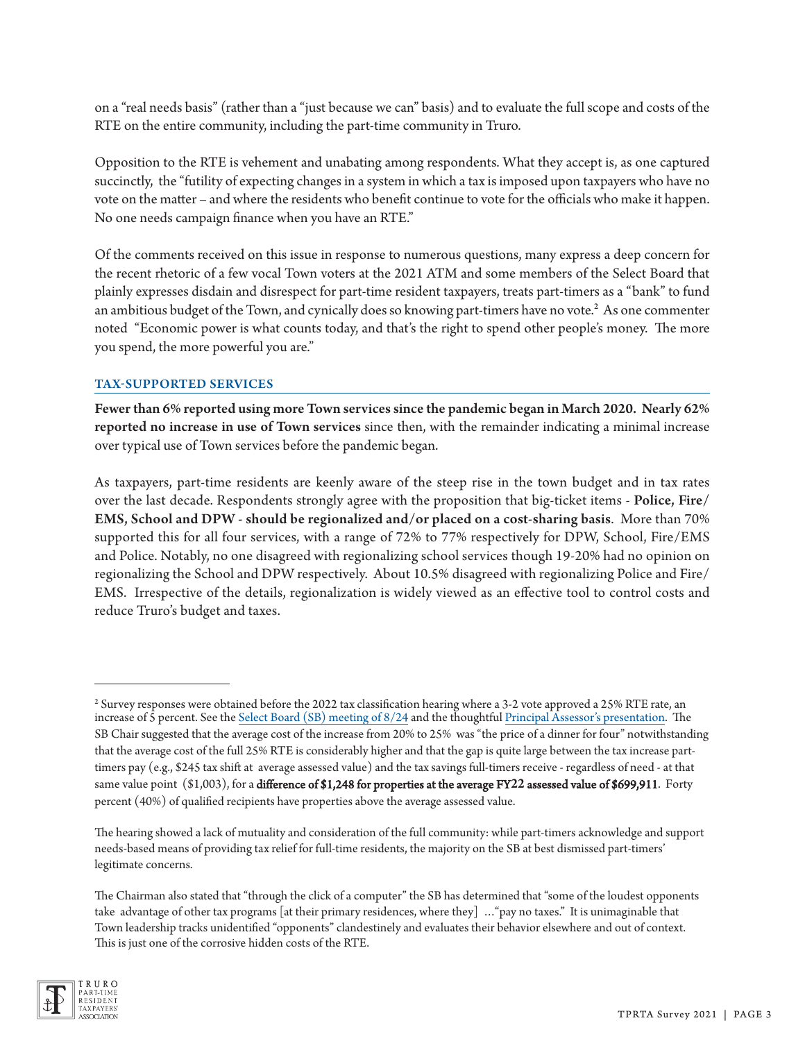on a "real needs basis" (rather than a "just because we can" basis) and to evaluate the full scope and costs of the RTE on the entire community, including the part-time community in Truro.

Opposition to the RTE is vehement and unabating among respondents. What they accept is, as one captured succinctly, the "futility of expecting changes in a system in which a tax is imposed upon taxpayers who have no vote on the matter – and where the residents who benefit continue to vote for the officials who make it happen. No one needs campaign finance when you have an RTE."

Of the comments received on this issue in response to numerous questions, many express a deep concern for the recent rhetoric of a few vocal Town voters at the 2021 ATM and some members of the Select Board that plainly expresses disdain and disrespect for part-time resident taxpayers, treats part-timers as a "bank" to fund an ambitious budget of the Town, and cynically does so knowing part-timers have no vote.[2] As one commenter noted "Economic power is what counts today, and that's the right to spend other people's money. The more you spend, the more powerful you are."

## TAX-SUPPORTED SERVICES

**Fewer than 6% reported using more Town services since the pandemic began in March 2020. Nearly 62% reported no increase in use of Town services** since then, with the remainder indicating a minimal increase over typical use of Town services before the pandemic began.

As taxpayers, part-time residents are keenly aware of the steep rise in the town budget and in tax rates over the last decade. Respondents strongly agree with the proposition that big-ticket items - **Police, Fire/ EMS, School and DPW - should be regionalized and/or placed on a cost-sharing basis**. More than 70% supported this for all four services, with a range of 72% to 77% respectively for DPW, School, Fire/EMS and Police. Notably, no one disagreed with regionalizing school services though 19-20% had no opinion on regionalizing the School and DPW respectively. About 10.5% disagreed with regionalizing Police and Fire/ EMS. Irrespective of the details, regionalization is widely viewed as an effective tool to control costs and reduce Truro's budget and taxes.

---

[2] Survey responses were obtained before the 2022 tax classification hearing where a 3-2 vote approved a 25% RTE rate, an increase of 5 percent. See the Select Board (SB) meeting of 8/24 and the thoughtful Principal Assessor's presentation. The SB Chair suggested that the average cost of the increase from 20% to 25% was "the price of a dinner for four" notwithstanding that the average cost of the full 25% RTE is considerably higher and that the gap is quite large between the tax increase part-timers pay (e.g., $245 tax shift at average assessed value) and the tax savings full-timers receive - regardless of need - at that same value point ($1,003), for a **difference of $1,248 for properties at the average FY22 assessed value of $699,911**. Forty percent (40%) of qualified recipients have properties above the average assessed value.

The hearing showed a lack of mutuality and consideration of the full community: while part-timers acknowledge and support needs-based means of providing tax relief for full-time residents, the majority on the SB at best dismissed part-timers' legitimate concerns.

The Chairman also stated that "through the click of a computer" the SB has determined that "some of the loudest opponents take advantage of other tax programs [at their primary residences, where they] …"pay no taxes." It is unimaginable that Town leadership tracks unidentified "opponents" clandestinely and evaluates their behavior elsewhere and out of context. This is just one of the corrosive hidden costs of the RTE.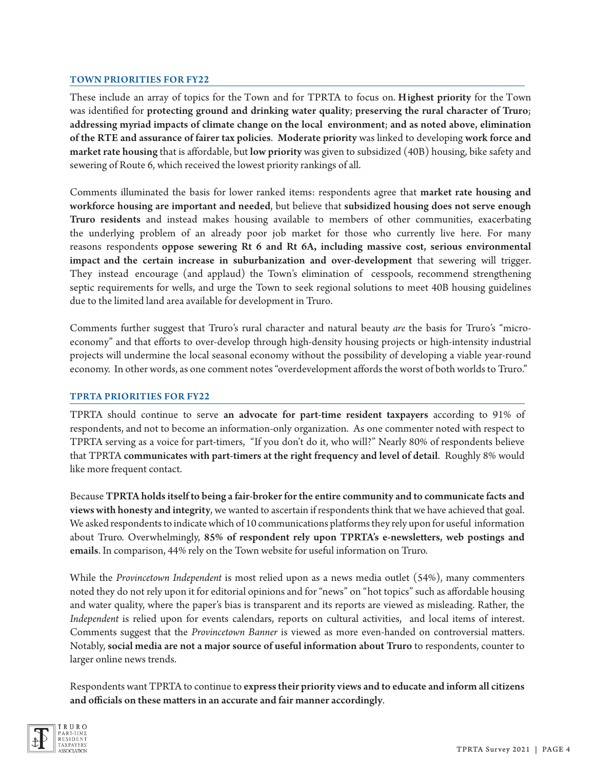## TOWN PRIORITIES FOR FY22

These include an array of topics for the Town and for TPRTA to focus on. **Highest priority** for the Town was identified for **protecting ground and drinking water quality**; **preserving the rural character of Truro**; **addressing myriad impacts of climate change on the local environment**; **and as noted above, elimination of the RTE and assurance of fairer tax policies**. **Moderate priority** was linked to developing **work force and market rate housing** that is affordable, but **low priority** was given to subsidized (40B) housing, bike safety and sewering of Route 6, which received the lowest priority rankings of all.

Comments illuminated the basis for lower ranked items: respondents agree that **market rate housing and workforce housing are important and needed**, but believe that **subsidized housing does not serve enough Truro residents** and instead makes housing available to members of other communities, exacerbating the underlying problem of an already poor job market for those who currently live here. For many reasons respondents **oppose sewering Rt 6 and Rt 6A, including massive cost, serious environmental impact and the certain increase in suburbanization and over-development** that sewering will trigger. They instead encourage (and applaud) the Town's elimination of cesspools, recommend strengthening septic requirements for wells, and urge the Town to seek regional solutions to meet 40B housing guidelines due to the limited land area available for development in Truro.

Comments further suggest that Truro's rural character and natural beauty *are* the basis for Truro's "micro-economy" and that efforts to over-develop through high-density housing projects or high-intensity industrial projects will undermine the local seasonal economy without the possibility of developing a viable year-round economy. In other words, as one comment notes "overdevelopment affords the worst of both worlds to Truro."

## TPRTA PRIORITIES FOR FY22

TPRTA should continue to serve **an advocate for part-time resident taxpayers** according to 91% of respondents, and not to become an information-only organization. As one commenter noted with respect to TPRTA serving as a voice for part-timers, "If you don't do it, who will?" Nearly 80% of respondents believe that TPRTA **communicates with part-timers at the right frequency and level of detail**. Roughly 8% would like more frequent contact.

Because **TPRTA holds itself to being a fair-broker for the entire community and to communicate facts and views with honesty and integrity**, we wanted to ascertain if respondents think that we have achieved that goal. We asked respondents to indicate which of 10 communications platforms they rely upon for useful information about Truro. Overwhelmingly, **85% of respondent rely upon TPRTA's e-newsletters, web postings and emails**. In comparison, 44% rely on the Town website for useful information on Truro.

While the *Provincetown Independent* is most relied upon as a news media outlet (54%), many commenters noted they do not rely upon it for editorial opinions and for "news" on "hot topics" such as affordable housing and water quality, where the paper's bias is transparent and its reports are viewed as misleading. Rather, the *Independent* is relied upon for events calendars, reports on cultural activities, and local items of interest. Comments suggest that the *Provincetown Banner* is viewed as more even-handed on controversial matters. Notably, **social media are not a major source of useful information about Truro** to respondents, counter to larger online news trends.

Respondents want TPRTA to continue to **express their priority views and to educate and inform all citizens and officials on these matters in an accurate and fair manner accordingly**.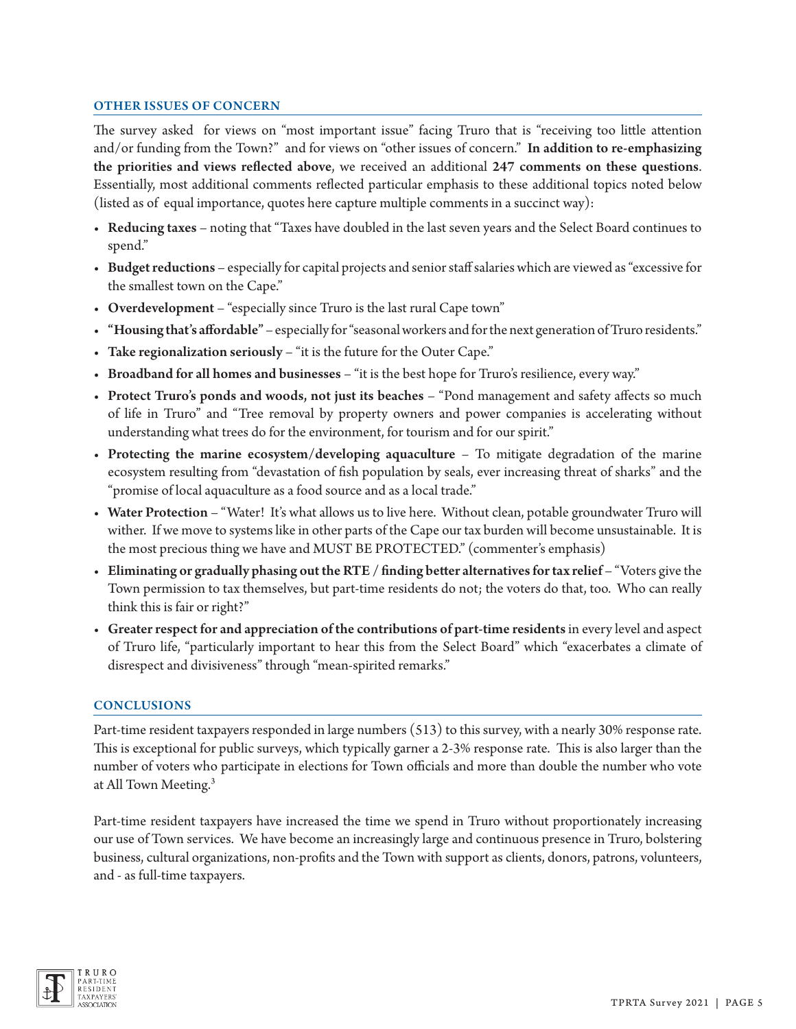## OTHER ISSUES OF CONCERN

The survey asked for views on "most important issue" facing Truro that is "receiving too little attention and/or funding from the Town?" and for views on "other issues of concern." **In addition to re-emphasizing the priorities and views reflected above**, we received an additional **247 comments on these questions**. Essentially, most additional comments reflected particular emphasis to these additional topics noted below (listed as of equal importance, quotes here capture multiple comments in a succinct way):

- **Reducing taxes** – noting that "Taxes have doubled in the last seven years and the Select Board continues to spend."
- **Budget reductions** – especially for capital projects and senior staff salaries which are viewed as "excessive for the smallest town on the Cape."
- **Overdevelopment** – "especially since Truro is the last rural Cape town"
- **"Housing that's affordable"** – especially for "seasonal workers and for the next generation of Truro residents."
- **Take regionalization seriously** – "it is the future for the Outer Cape."
- **Broadband for all homes and businesses** – "it is the best hope for Truro's resilience, every way."
- **Protect Truro's ponds and woods, not just its beaches** – "Pond management and safety affects so much of life in Truro" and "Tree removal by property owners and power companies is accelerating without understanding what trees do for the environment, for tourism and for our spirit."
- **Protecting the marine ecosystem/developing aquaculture** – To mitigate degradation of the marine ecosystem resulting from "devastation of fish population by seals, ever increasing threat of sharks" and the "promise of local aquaculture as a food source and as a local trade."
- **Water Protection** – "Water! It's what allows us to live here. Without clean, potable groundwater Truro will wither. If we move to systems like in other parts of the Cape our tax burden will become unsustainable. It is the most precious thing we have and MUST BE PROTECTED." (commenter's emphasis)
- **Eliminating or gradually phasing out the RTE / finding better alternatives for tax relief** – "Voters give the Town permission to tax themselves, but part-time residents do not; the voters do that, too. Who can really think this is fair or right?"
- **Greater respect for and appreciation of the contributions of part-time residents** in every level and aspect of Truro life, "particularly important to hear this from the Select Board" which "exacerbates a climate of disrespect and divisiveness" through "mean-spirited remarks."

## CONCLUSIONS

Part-time resident taxpayers responded in large numbers (513) to this survey, with a nearly 30% response rate. This is exceptional for public surveys, which typically garner a 2-3% response rate. This is also larger than the number of voters who participate in elections for Town officials and more than double the number who vote at All Town Meeting.[3]

Part-time resident taxpayers have increased the time we spend in Truro without proportionately increasing our use of Town services. We have become an increasingly large and continuous presence in Truro, bolstering business, cultural organizations, non-profits and the Town with support as clients, donors, patrons, volunteers, and - as full-time taxpayers.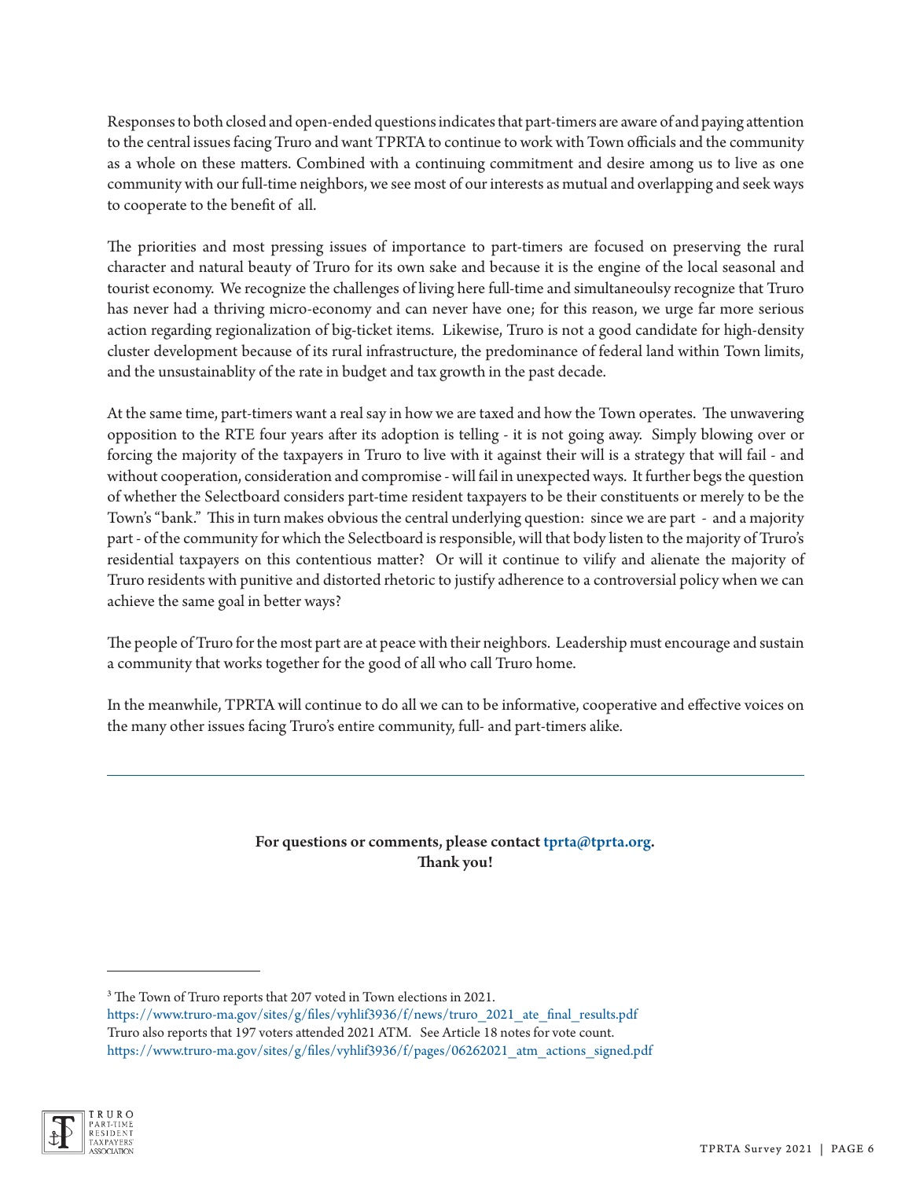Responses to both closed and open-ended questions indicates that part-timers are aware of and paying attention to the central issues facing Truro and want TPRTA to continue to work with Town officials and the community as a whole on these matters. Combined with a continuing commitment and desire among us to live as one community with our full-time neighbors, we see most of our interests as mutual and overlapping and seek ways to cooperate to the benefit of all.

The priorities and most pressing issues of importance to part-timers are focused on preserving the rural character and natural beauty of Truro for its own sake and because it is the engine of the local seasonal and tourist economy. We recognize the challenges of living here full-time and simultaneoulsy recognize that Truro has never had a thriving micro-economy and can never have one; for this reason, we urge far more serious action regarding regionalization of big-ticket items. Likewise, Truro is not a good candidate for high-density cluster development because of its rural infrastructure, the predominance of federal land within Town limits, and the unsustainablity of the rate in budget and tax growth in the past decade.

At the same time, part-timers want a real say in how we are taxed and how the Town operates. The unwavering opposition to the RTE four years after its adoption is telling - it is not going away. Simply blowing over or forcing the majority of the taxpayers in Truro to live with it against their will is a strategy that will fail - and without cooperation, consideration and compromise - will fail in unexpected ways. It further begs the question of whether the Selectboard considers part-time resident taxpayers to be their constituents or merely to be the Town's "bank." This in turn makes obvious the central underlying question: since we are part - and a majority part - of the community for which the Selectboard is responsible, will that body listen to the majority of Truro's residential taxpayers on this contentious matter? Or will it continue to vilify and alienate the majority of Truro residents with punitive and distorted rhetoric to justify adherence to a controversial policy when we can achieve the same goal in better ways?

The people of Truro for the most part are at peace with their neighbors. Leadership must encourage and sustain a community that works together for the good of all who call Truro home.

In the meanwhile, TPRTA will continue to do all we can to be informative, cooperative and effective voices on the many other issues facing Truro's entire community, full- and part-timers alike.

---

**For questions or comments, please contact tprta@tprta.org.**
**Thank you!**

---

[3] The Town of Truro reports that 207 voted in Town elections in 2021.
https://www.truro-ma.gov/sites/g/files/vyhlif3936/f/news/truro_2021_ate_final_results.pdf
Truro also reports that 197 voters attended 2021 ATM. See Article 18 notes for vote count.
https://www.truro-ma.gov/sites/g/files/vyhlif3936/f/pages/06262021_atm_actions_signed.pdf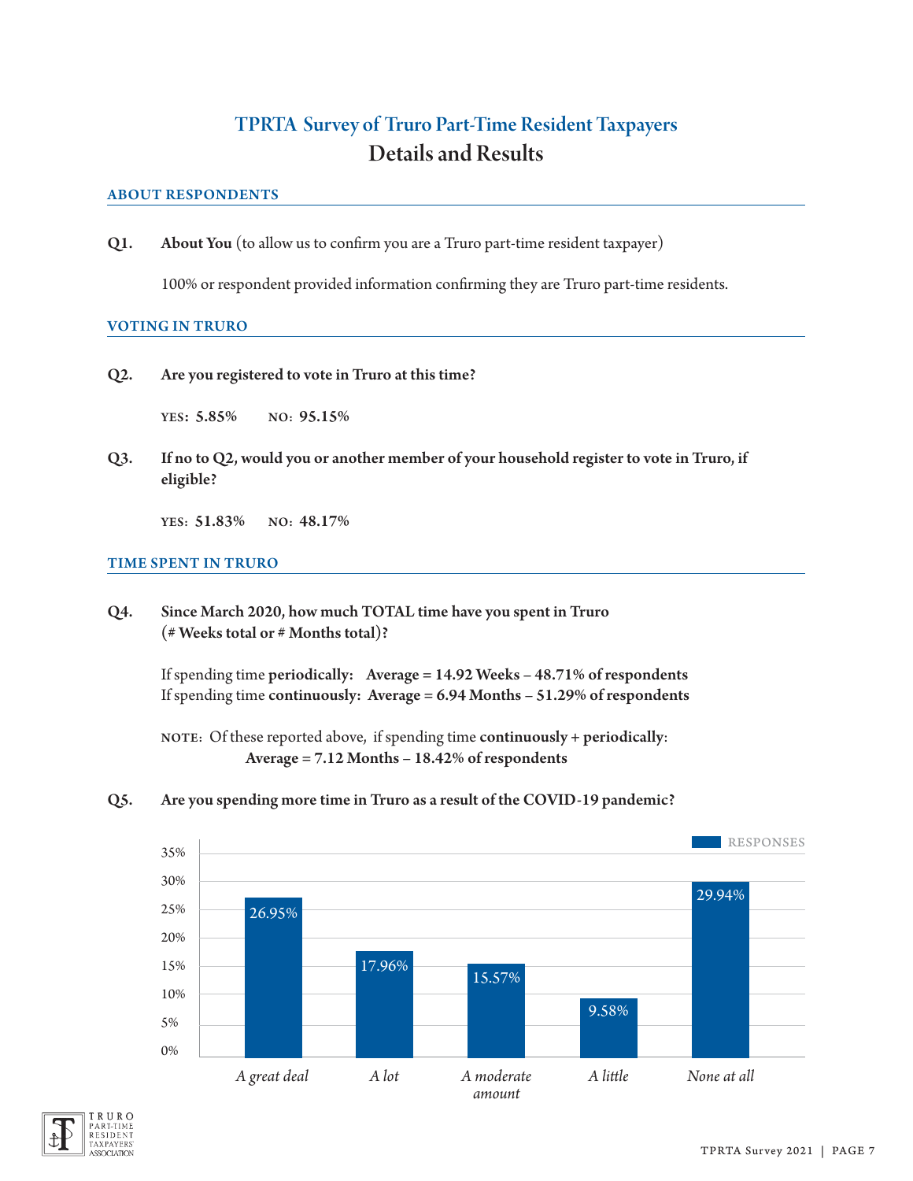# TPRTA Survey of Truro Part-Time Resident Taxpayers

## Details and Results

### ABOUT RESPONDENTS

**Q1.** **About You** (to allow us to confirm you are a Truro part-time resident taxpayer)

100% or respondent provided information confirming they are Truro part-time residents.

### VOTING IN TRURO

**Q2.** **Are you registered to vote in Truro at this time?**

YES: **5.85%** NO: **95.15%**

**Q3.** **If no to Q2, would you or another member of your household register to vote in Truro, if eligible?**

YES: **51.83%** NO: **48.17%**

### TIME SPENT IN TRURO

**Q4.** **Since March 2020, how much TOTAL time have you spent in Truro (# Weeks total or # Months total)?**

If spending time **periodically: Average = 14.92 Weeks – 48.71% of respondents**
If spending time **continuously: Average = 6.94 Months – 51.29% of respondents**

NOTE: Of these reported above, if spending time **continuously + periodically**:
**Average = 7.12 Months – 18.42% of respondents**

**Q5.** **Are you spending more time in Truro as a result of the COVID-19 pandemic?**

| Response | Responses |
|---|---|
| *A great deal* | 26.95% |
| *A lot* | 17.96% |
| *A moderate amount* | 15.57% |
| *A little* | 9.58% |
| *None at all* | 29.94% |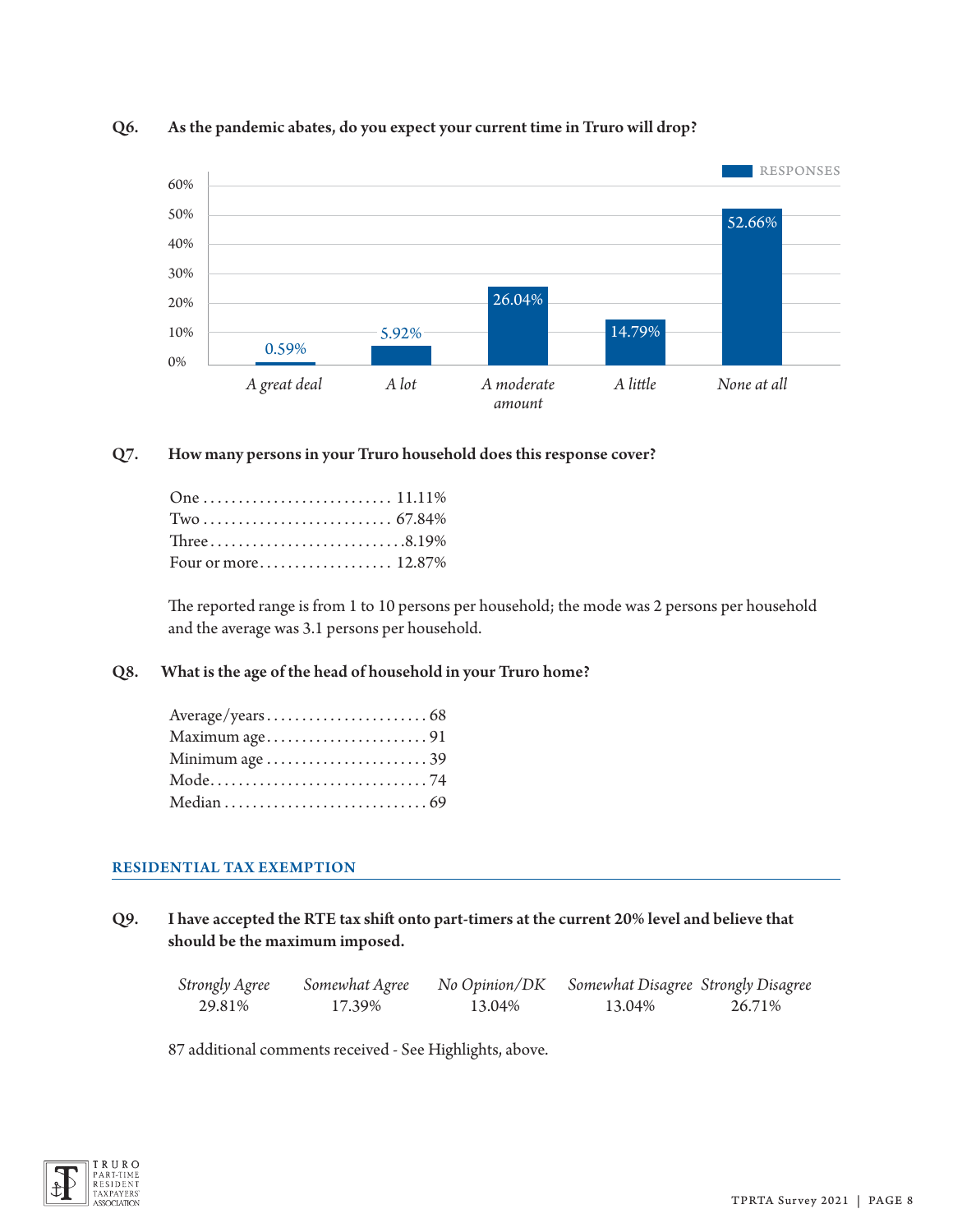**Q6. As the pandemic abates, do you expect your current time in Truro will drop?**

| | RESPONSES |
|---|---|
| A great deal | 0.59% |
| A lot | 5.92% |
| A moderate amount | 26.04% |
| A little | 14.79% |
| None at all | 52.66% |

**Q7. How many persons in your Truro household does this response cover?**

| | |
|---|---|
| One | 11.11% |
| Two | 67.84% |
| Three | 8.19% |
| Four or more | 12.87% |

The reported range is from 1 to 10 persons per household; the mode was 2 persons per household and the average was 3.1 persons per household.

**Q8. What is the age of the head of household in your Truro home?**

| | |
|---|---|
| Average/years | 68 |
| Maximum age | 91 |
| Minimum age | 39 |
| Mode | 74 |
| Median | 69 |

## RESIDENTIAL TAX EXEMPTION

**Q9. I have accepted the RTE tax shift onto part-timers at the current 20% level and believe that should be the maximum imposed.**

| *Strongly Agree* | *Somewhat Agree* | *No Opinion/DK* | *Somewhat Disagree* | *Strongly Disagree* |
|---|---|---|---|---|
| 29.81% | 17.39% | 13.04% | 13.04% | 26.71% |

87 additional comments received - See Highlights, above.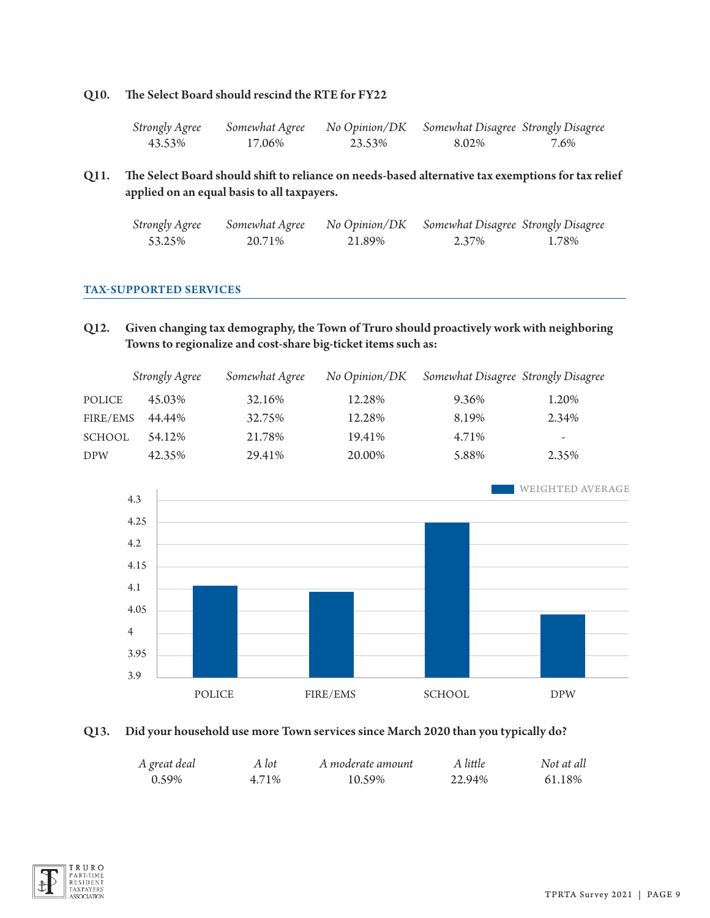**Q10. The Select Board should rescind the RTE for FY22**

| *Strongly Agree* | *Somewhat Agree* | *No Opinion/DK* | *Somewhat Disagree* | *Strongly Disagree* |
|---|---|---|---|---|
| 43.53% | 17.06% | 23.53% | 8.02% | 7.6% |

**Q11. The Select Board should shift to reliance on needs-based alternative tax exemptions for tax relief applied on an equal basis to all taxpayers.**

| *Strongly Agree* | *Somewhat Agree* | *No Opinion/DK* | *Somewhat Disagree* | *Strongly Disagree* |
|---|---|---|---|---|
| 53.25% | 20.71% | 21.89% | 2.37% | 1.78% |

## TAX-SUPPORTED SERVICES

**Q12. Given changing tax demography, the Town of Truro should proactively work with neighboring Towns to regionalize and cost-share big-ticket items such as:**

| | *Strongly Agree* | *Somewhat Agree* | *No Opinion/DK* | *Somewhat Disagree* | *Strongly Disagree* |
|---|---|---|---|---|---|
| POLICE | 45.03% | 32.16% | 12.28% | 9.36% | 1.20% |
| FIRE/EMS | 44.44% | 32.75% | 12.28% | 8.19% | 2.34% |
| SCHOOL | 54.12% | 21.78% | 19.41% | 4.71% | - |
| DPW | 42.35% | 29.41% | 20.00% | 5.88% | 2.35% |

WEIGHTED AVERAGE

| | POLICE | FIRE/EMS | SCHOOL | DPW |
|---|---|---|---|---|
| Weighted Average | ~4.11 | ~4.09 | ~4.25 | ~4.04 |

**Q13. Did your household use more Town services since March 2020 than you typically do?**

| *A great deal* | *A lot* | *A moderate amount* | *A little* | *Not at all* |
|---|---|---|---|---|
| 0.59% | 4.71% | 10.59% | 22.94% | 61.18% |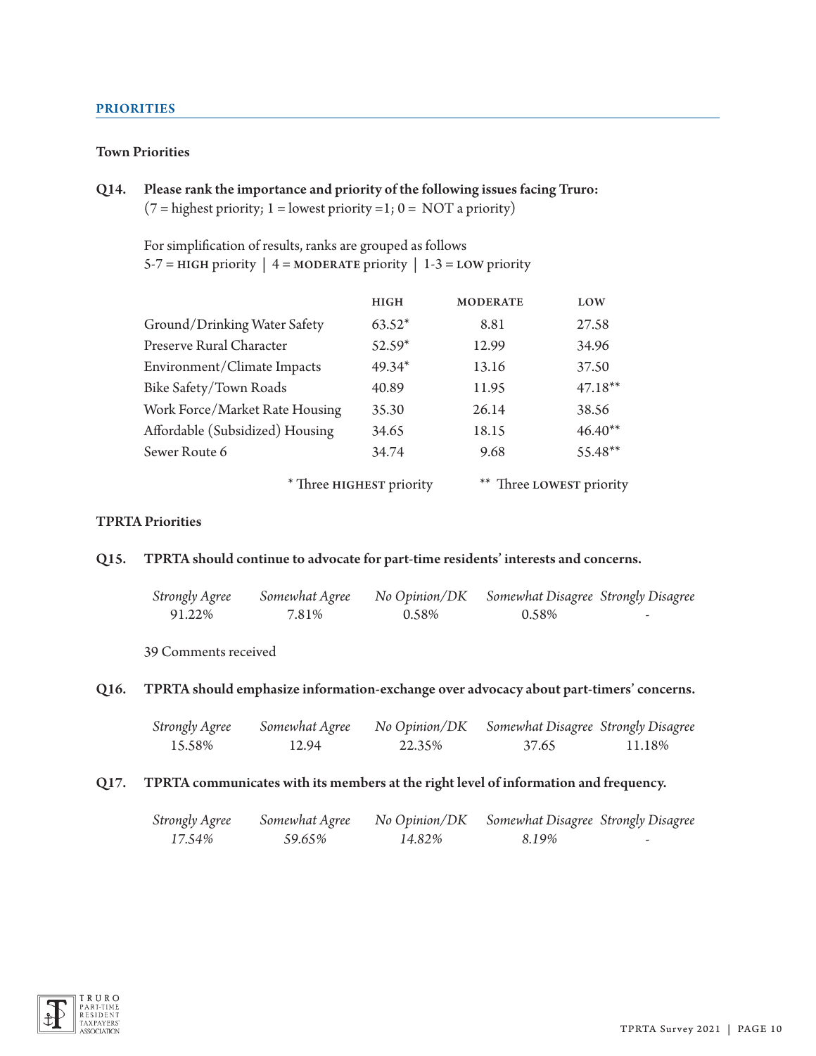## PRIORITIES

### Town Priorities

**Q14. Please rank the importance and priority of the following issues facing Truro:**
(7 = highest priority; 1 = lowest priority =1; 0 = NOT a priority)

For simplification of results, ranks are grouped as follows
5-7 = HIGH priority | 4 = MODERATE priority | 1-3 = LOW priority

| | HIGH | MODERATE | LOW |
|---|---|---|---|
| Ground/Drinking Water Safety | 63.52* | 8.81 | 27.58 |
| Preserve Rural Character | 52.59* | 12.99 | 34.96 |
| Environment/Climate Impacts | 49.34* | 13.16 | 37.50 |
| Bike Safety/Town Roads | 40.89 | 11.95 | 47.18** |
| Work Force/Market Rate Housing | 35.30 | 26.14 | 38.56 |
| Affordable (Subsidized) Housing | 34.65 | 18.15 | 46.40** |
| Sewer Route 6 | 34.74 | 9.68 | 55.48** |

\* Three HIGHEST priority ** Three LOWEST priority

### TPRTA Priorities

**Q15. TPRTA should continue to advocate for part-time residents' interests and concerns.**

| *Strongly Agree* | *Somewhat Agree* | *No Opinion/DK* | *Somewhat Disagree* | *Strongly Disagree* |
|---|---|---|---|---|
| 91.22% | 7.81% | 0.58% | 0.58% | - |

39 Comments received

**Q16. TPRTA should emphasize information-exchange over advocacy about part-timers' concerns.**

| *Strongly Agree* | *Somewhat Agree* | *No Opinion/DK* | *Somewhat Disagree* | *Strongly Disagree* |
|---|---|---|---|---|
| 15.58% | 12.94 | 22.35% | 37.65 | 11.18% |

**Q17. TPRTA communicates with its members at the right level of information and frequency.**

| *Strongly Agree* | *Somewhat Agree* | *No Opinion/DK* | *Somewhat Disagree* | *Strongly Disagree* |
|---|---|---|---|---|
| *17.54%* | *59.65%* | *14.82%* | *8.19%* | - |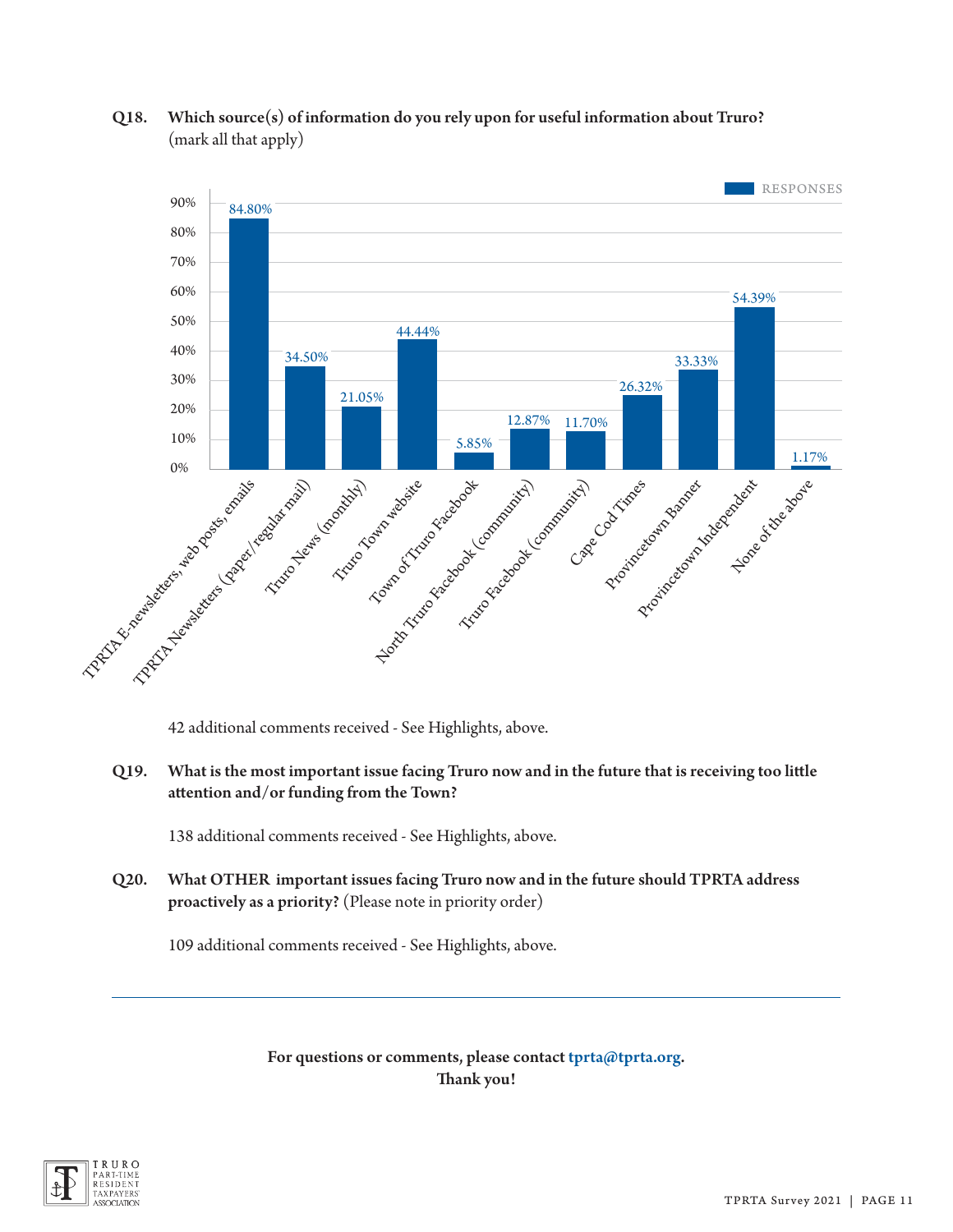**Q18. Which source(s) of information do you rely upon for useful information about Truro?** (mark all that apply)

RESPONSES

90%
80%
70%
60%
50%
40%
30%
20%
10%
0%

84.80%
34.50%
21.05%
44.44%
5.85%
12.87%
11.70%
26.32%
33.33%
54.39%
1.17%

TPRTA E-newsletters, web posts, emails
TPRTA Newsletters (paper/regular mail)
Truro News (monthly)
Truro Town website
Town of Truro Facebook
North Truro Facebook (community)
Truro Facebook (community)
Cape Cod Times
Provincetown Banner
Provincetown Independent
None of the above

42 additional comments received - See Highlights, above.

**Q19. What is the most important issue facing Truro now and in the future that is receiving too little attention and/or funding from the Town?**

138 additional comments received - See Highlights, above.

**Q20. What OTHER important issues facing Truro now and in the future should TPRTA address proactively as a priority?** (Please note in priority order)

109 additional comments received - See Highlights, above.

---

**For questions or comments, please contact tprta@tprta.org.**
**Thank you!**

TRURO PART-TIME RESIDENT TAXPAYERS' ASSOCIATION